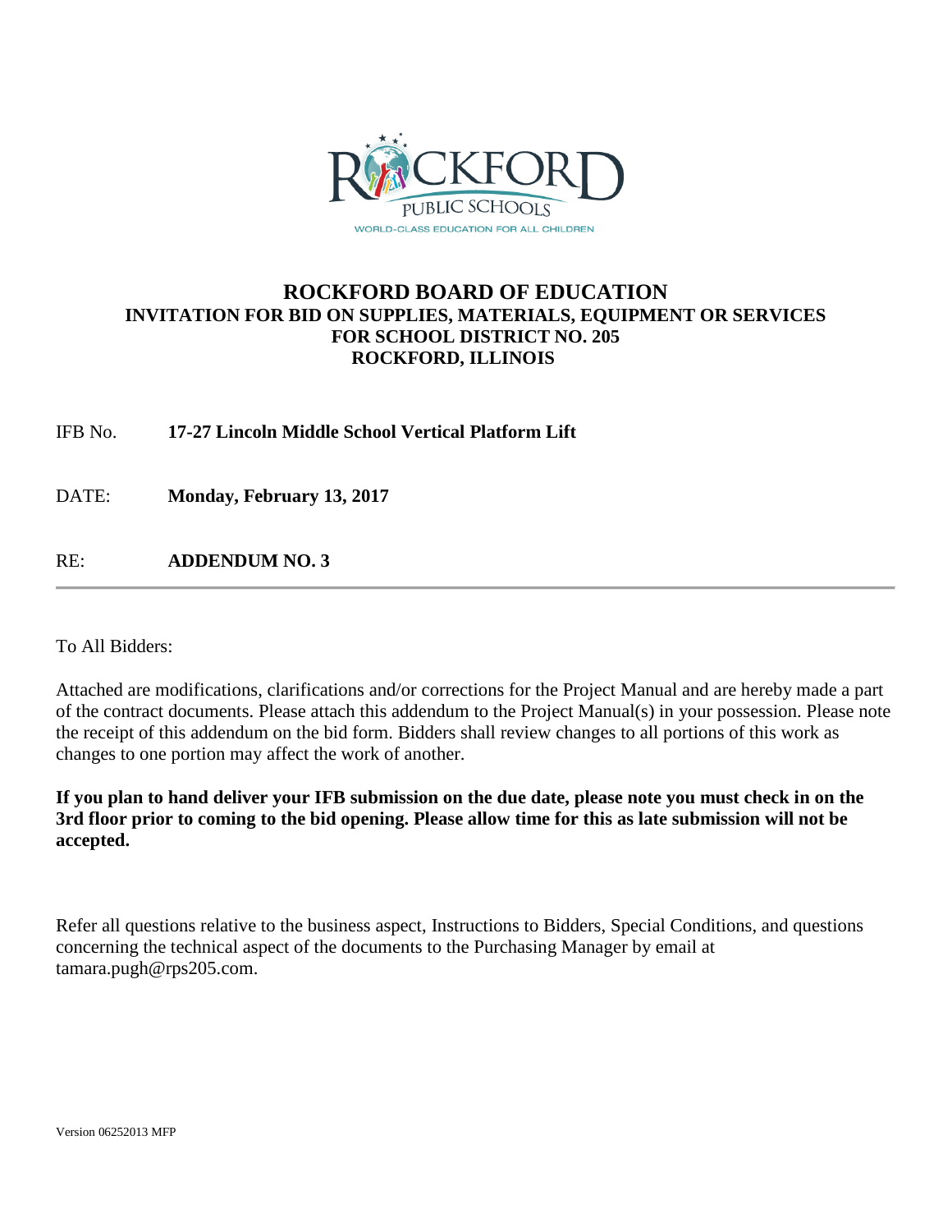ROCKFORD PUBLIC SCHOOLS

WORLD-CLASS EDUCATION FOR ALL CHILDREN

# ROCKFORD BOARD OF EDUCATION

## INVITATION FOR BID ON SUPPLIES, MATERIALS, EQUIPMENT OR SERVICES FOR SCHOOL DISTRICT NO. 205 ROCKFORD, ILLINOIS

IFB No. **17-27 Lincoln Middle School Vertical Platform Lift**

DATE: **Monday, February 13, 2017**

RE: **ADDENDUM NO. 3**

---

To All Bidders:

Attached are modifications, clarifications and/or corrections for the Project Manual and are hereby made a part of the contract documents. Please attach this addendum to the Project Manual(s) in your possession. Please note the receipt of this addendum on the bid form. Bidders shall review changes to all portions of this work as changes to one portion may affect the work of another.

**If you plan to hand deliver your IFB submission on the due date, please note you must check in on the 3rd floor prior to coming to the bid opening. Please allow time for this as late submission will not be accepted.**

Refer all questions relative to the business aspect, Instructions to Bidders, Special Conditions, and questions concerning the technical aspect of the documents to the Purchasing Manager by email at tamara.pugh@rps205.com.

Version 06252013 MFP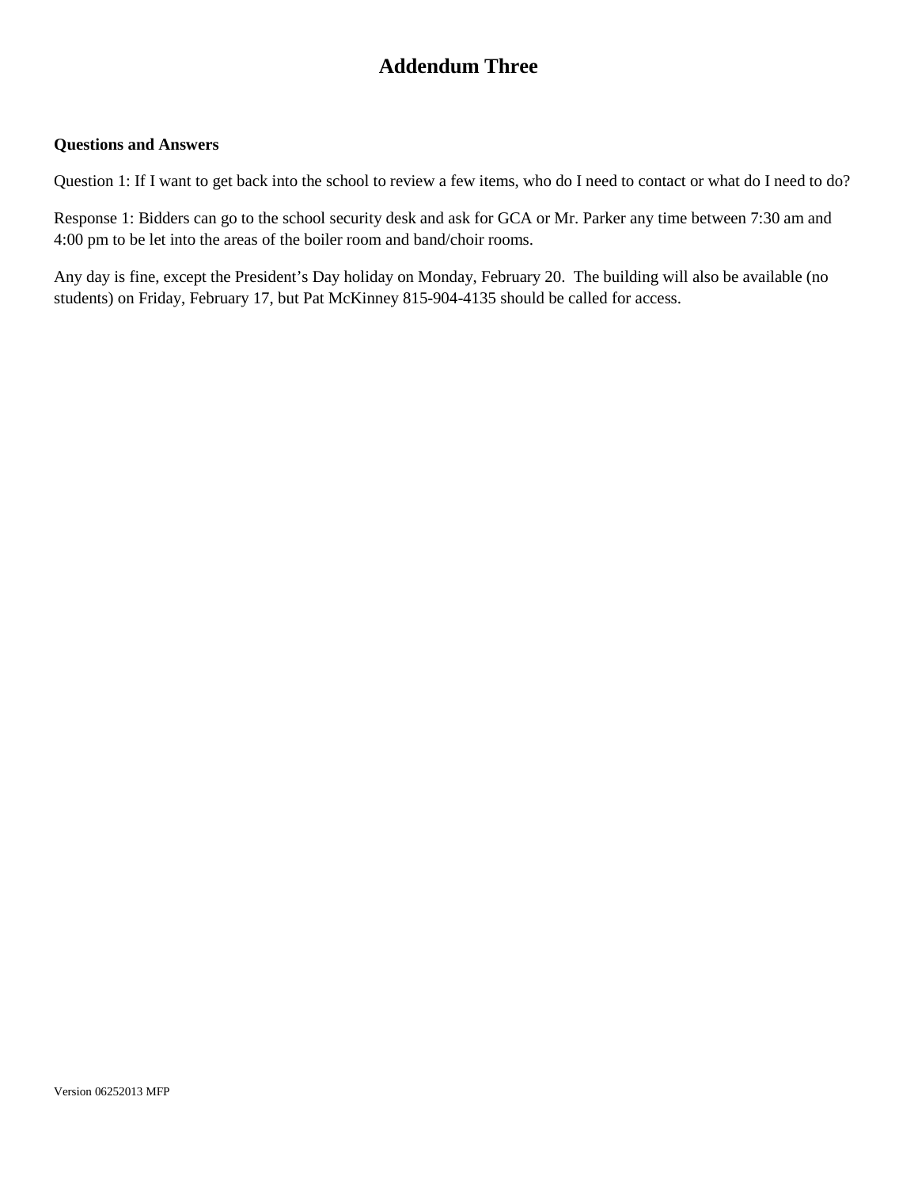# Addendum Three

**Questions and Answers**

Question 1: If I want to get back into the school to review a few items, who do I need to contact or what do I need to do?

Response 1: Bidders can go to the school security desk and ask for GCA or Mr. Parker any time between 7:30 am and 4:00 pm to be let into the areas of the boiler room and band/choir rooms.

Any day is fine, except the President's Day holiday on Monday, February 20. The building will also be available (no students) on Friday, February 17, but Pat McKinney 815-904-4135 should be called for access.